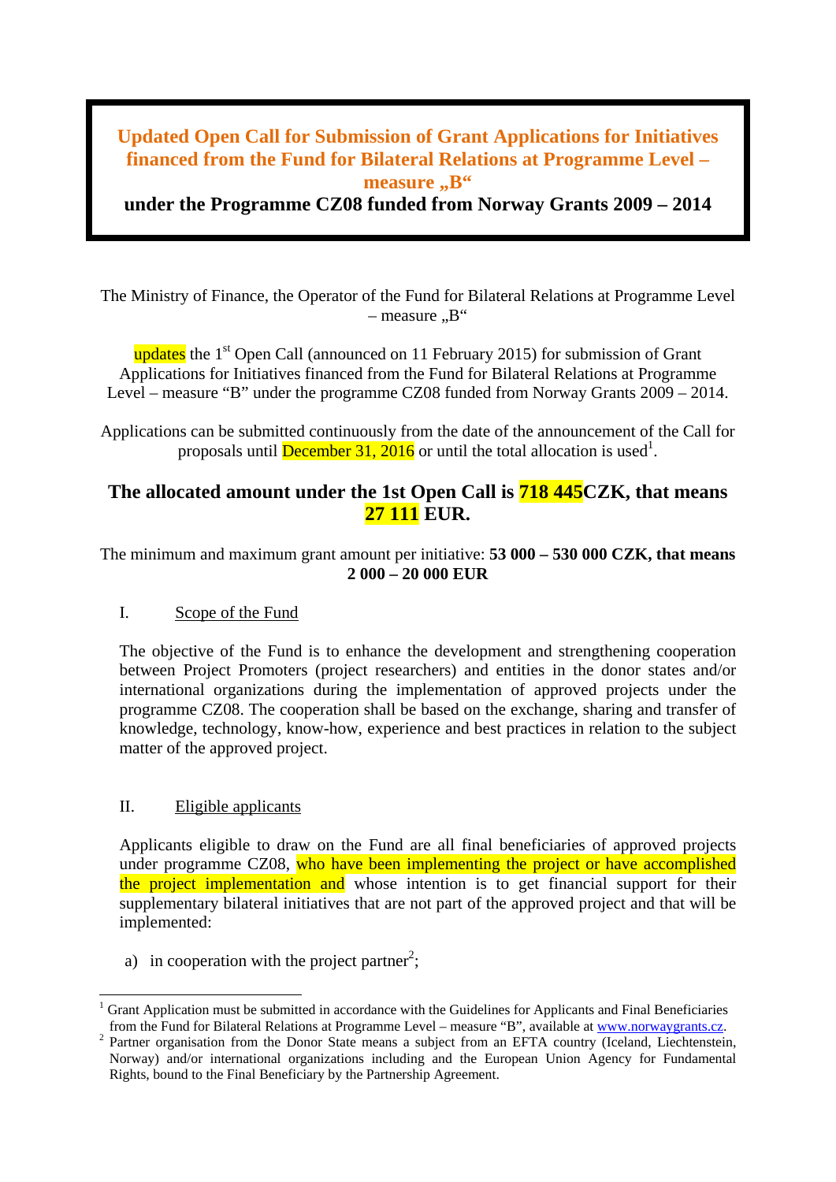# Updated Open Call for Submission of Grant Applications for Initiatives financed from the Fund for Bilateral Relations at Programme Level – measure „B“

**under the Programme CZ08 funded from Norway Grants 2009 – 2014**

The Ministry of Finance, the Operator of the Fund for Bilateral Relations at Programme Level – measure „B“

updates the 1st Open Call (announced on 11 February 2015) for submission of Grant Applications for Initiatives financed from the Fund for Bilateral Relations at Programme Level – measure "B" under the programme CZ08 funded from Norway Grants 2009 – 2014.

Applications can be submitted continuously from the date of the announcement of the Call for proposals until December 31, 2016 or until the total allocation is used[1].

## The allocated amount under the 1st Open Call is 718 445CZK, that means 27 111 EUR.

The minimum and maximum grant amount per initiative: **53 000 – 530 000 CZK, that means 2 000 – 20 000 EUR**

I. Scope of the Fund

The objective of the Fund is to enhance the development and strengthening cooperation between Project Promoters (project researchers) and entities in the donor states and/or international organizations during the implementation of approved projects under the programme CZ08. The cooperation shall be based on the exchange, sharing and transfer of knowledge, technology, know-how, experience and best practices in relation to the subject matter of the approved project.

II. Eligible applicants

Applicants eligible to draw on the Fund are all final beneficiaries of approved projects under programme CZ08, who have been implementing the project or have accomplished the project implementation and whose intention is to get financial support for their supplementary bilateral initiatives that are not part of the approved project and that will be implemented:

a) in cooperation with the project partner[2];

---

[1] Grant Application must be submitted in accordance with the Guidelines for Applicants and Final Beneficiaries from the Fund for Bilateral Relations at Programme Level – measure "B", available at www.norwaygrants.cz.

[2] Partner organisation from the Donor State means a subject from an EFTA country (Iceland, Liechtenstein, Norway) and/or international organizations including and the European Union Agency for Fundamental Rights, bound to the Final Beneficiary by the Partnership Agreement.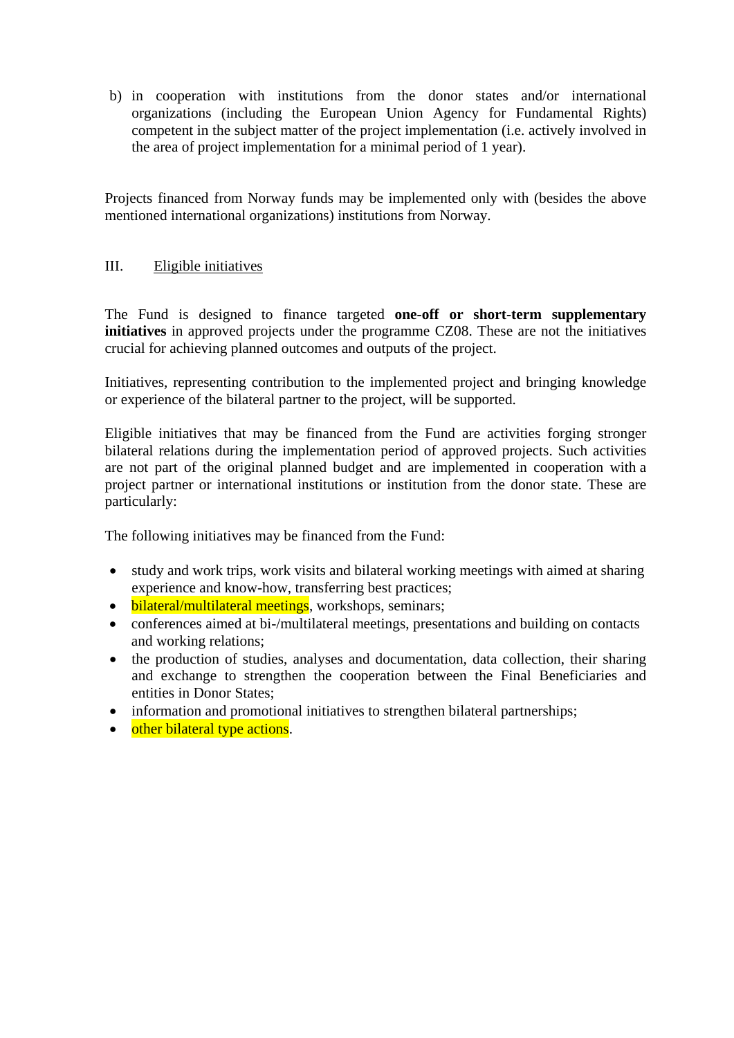b) in cooperation with institutions from the donor states and/or international organizations (including the European Union Agency for Fundamental Rights) competent in the subject matter of the project implementation (i.e. actively involved in the area of project implementation for a minimal period of 1 year).

Projects financed from Norway funds may be implemented only with (besides the above mentioned international organizations) institutions from Norway.

## III. Eligible initiatives

The Fund is designed to finance targeted **one-off or short-term supplementary initiatives** in approved projects under the programme CZ08. These are not the initiatives crucial for achieving planned outcomes and outputs of the project.

Initiatives, representing contribution to the implemented project and bringing knowledge or experience of the bilateral partner to the project, will be supported.

Eligible initiatives that may be financed from the Fund are activities forging stronger bilateral relations during the implementation period of approved projects. Such activities are not part of the original planned budget and are implemented in cooperation with a project partner or international institutions or institution from the donor state. These are particularly:

The following initiatives may be financed from the Fund:

- study and work trips, work visits and bilateral working meetings with aimed at sharing experience and know-how, transferring best practices;
- bilateral/multilateral meetings, workshops, seminars;
- conferences aimed at bi-/multilateral meetings, presentations and building on contacts and working relations;
- the production of studies, analyses and documentation, data collection, their sharing and exchange to strengthen the cooperation between the Final Beneficiaries and entities in Donor States;
- information and promotional initiatives to strengthen bilateral partnerships;
- other bilateral type actions.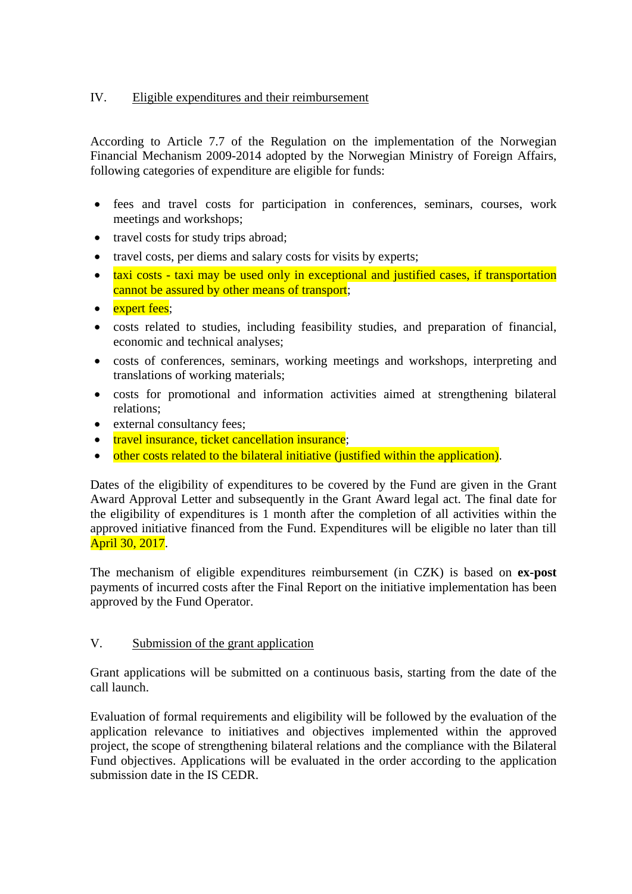## IV. Eligible expenditures and their reimbursement

According to Article 7.7 of the Regulation on the implementation of the Norwegian Financial Mechanism 2009-2014 adopted by the Norwegian Ministry of Foreign Affairs, following categories of expenditure are eligible for funds:

- fees and travel costs for participation in conferences, seminars, courses, work meetings and workshops;
- travel costs for study trips abroad;
- travel costs, per diems and salary costs for visits by experts;
- taxi costs - taxi may be used only in exceptional and justified cases, if transportation cannot be assured by other means of transport;
- expert fees;
- costs related to studies, including feasibility studies, and preparation of financial, economic and technical analyses;
- costs of conferences, seminars, working meetings and workshops, interpreting and translations of working materials;
- costs for promotional and information activities aimed at strengthening bilateral relations;
- external consultancy fees;
- travel insurance, ticket cancellation insurance;
- other costs related to the bilateral initiative (justified within the application).

Dates of the eligibility of expenditures to be covered by the Fund are given in the Grant Award Approval Letter and subsequently in the Grant Award legal act. The final date for the eligibility of expenditures is 1 month after the completion of all activities within the approved initiative financed from the Fund. Expenditures will be eligible no later than till April 30, 2017.

The mechanism of eligible expenditures reimbursement (in CZK) is based on **ex-post** payments of incurred costs after the Final Report on the initiative implementation has been approved by the Fund Operator.

## V. Submission of the grant application

Grant applications will be submitted on a continuous basis, starting from the date of the call launch.

Evaluation of formal requirements and eligibility will be followed by the evaluation of the application relevance to initiatives and objectives implemented within the approved project, the scope of strengthening bilateral relations and the compliance with the Bilateral Fund objectives. Applications will be evaluated in the order according to the application submission date in the IS CEDR.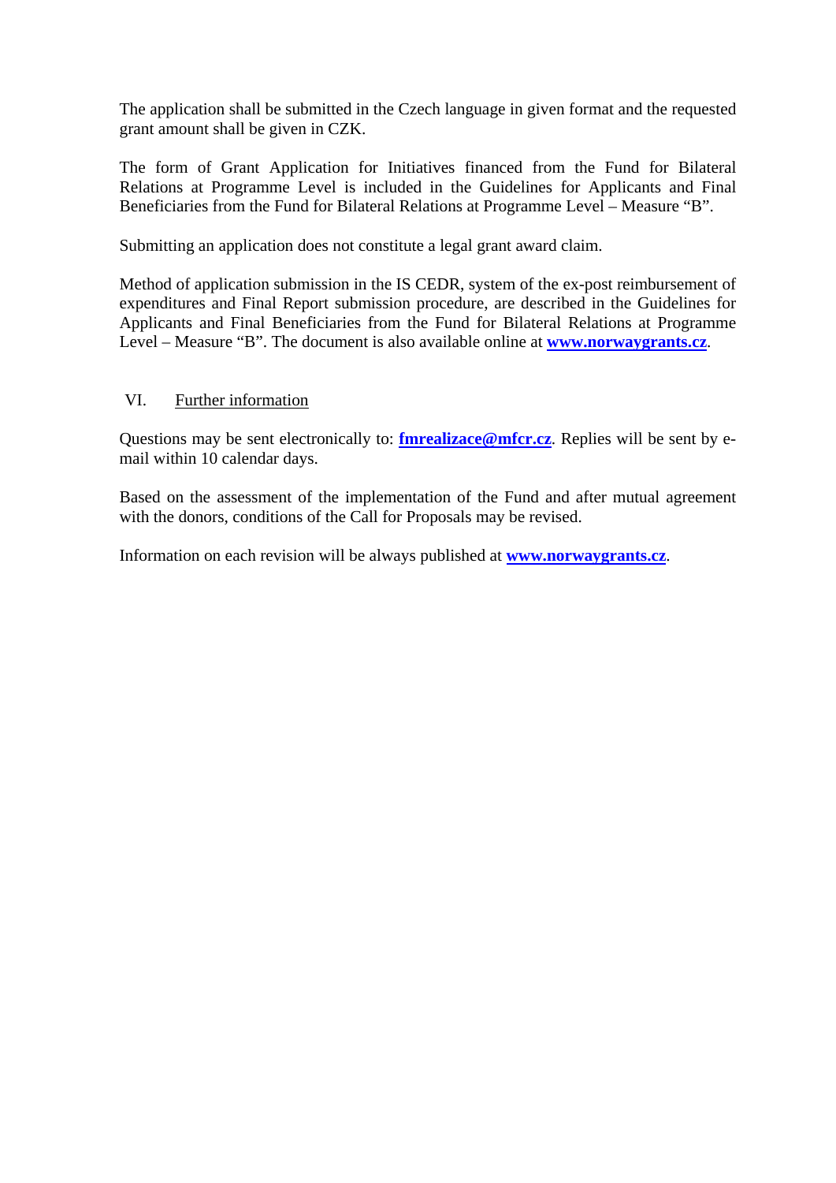The application shall be submitted in the Czech language in given format and the requested grant amount shall be given in CZK.

The form of Grant Application for Initiatives financed from the Fund for Bilateral Relations at Programme Level is included in the Guidelines for Applicants and Final Beneficiaries from the Fund for Bilateral Relations at Programme Level – Measure "B".

Submitting an application does not constitute a legal grant award claim.

Method of application submission in the IS CEDR, system of the ex-post reimbursement of expenditures and Final Report submission procedure, are described in the Guidelines for Applicants and Final Beneficiaries from the Fund for Bilateral Relations at Programme Level – Measure "B". The document is also available online at **www.norwaygrants.cz**.

## VI. Further information

Questions may be sent electronically to: **fmrealizace@mfcr.cz**. Replies will be sent by e-mail within 10 calendar days.

Based on the assessment of the implementation of the Fund and after mutual agreement with the donors, conditions of the Call for Proposals may be revised.

Information on each revision will be always published at **www.norwaygrants.cz**.